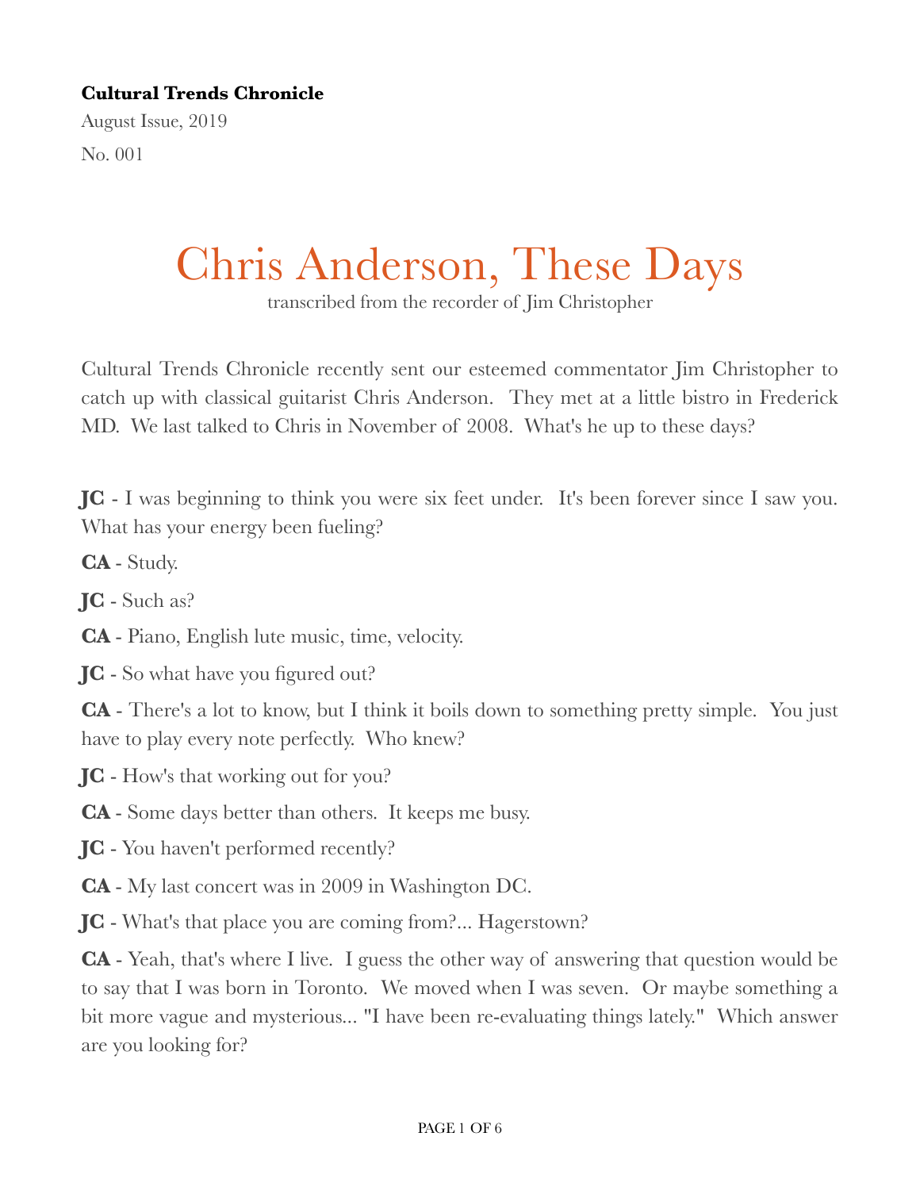**Cultural Trends Chronicle**

August Issue, 2019

No. 001

# Chris Anderson, These Days

transcribed from the recorder of Jim Christopher

Cultural Trends Chronicle recently sent our esteemed commentator Jim Christopher to catch up with classical guitarist Chris Anderson. They met at a little bistro in Frederick MD. We last talked to Chris in November of 2008. What's he up to these days?

**JC** - I was beginning to think you were six feet under. It's been forever since I saw you. What has your energy been fueling?

**CA** - Study.

**JC** - Such as?

**CA** - Piano, English lute music, time, velocity.

**JC** - So what have you figured out?

**CA** - There's a lot to know, but I think it boils down to something pretty simple. You just have to play every note perfectly. Who knew?

**JC** - How's that working out for you?

**CA** - Some days better than others. It keeps me busy.

**JC** - You haven't performed recently?

**CA** - My last concert was in 2009 in Washington DC.

**JC** - What's that place you are coming from?... Hagerstown?

**CA** - Yeah, that's where I live. I guess the other way of answering that question would be to say that I was born in Toronto. We moved when I was seven. Or maybe something a bit more vague and mysterious... "I have been re-evaluating things lately." Which answer are you looking for?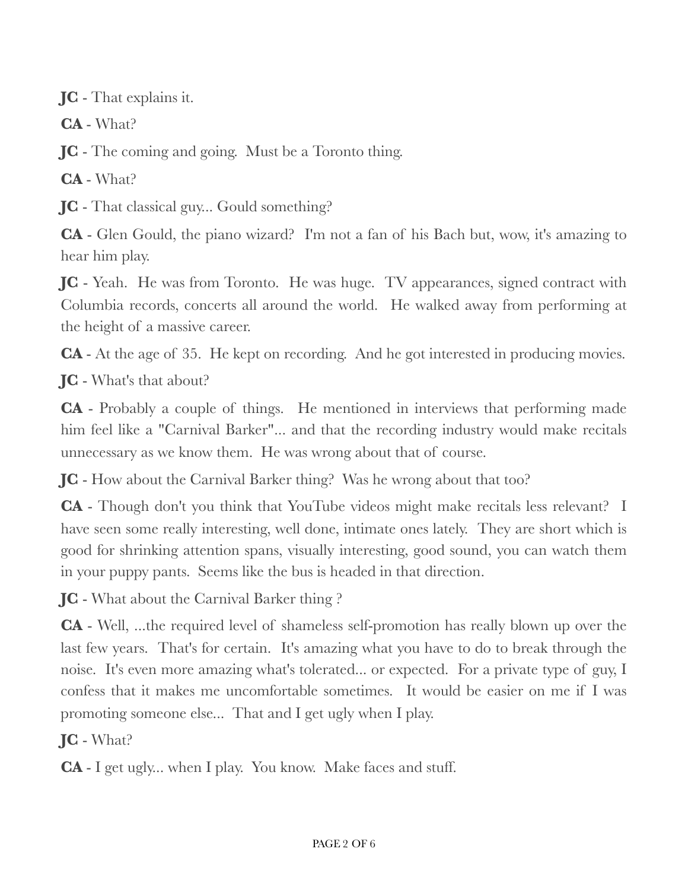**JC** - That explains it.

**CA** - What?

**JC** - The coming and going. Must be a Toronto thing.

**CA** - What?

**JC** - That classical guy... Gould something?

**CA** - Glen Gould, the piano wizard? I'm not a fan of his Bach but, wow, it's amazing to hear him play.

**JC** - Yeah. He was from Toronto. He was huge. TV appearances, signed contract with Columbia records, concerts all around the world. He walked away from performing at the height of a massive career.

**CA** - At the age of 35. He kept on recording. And he got interested in producing movies.

**JC** - What's that about?

**CA** - Probably a couple of things. He mentioned in interviews that performing made him feel like a "Carnival Barker"... and that the recording industry would make recitals unnecessary as we know them. He was wrong about that of course.

**JC** - How about the Carnival Barker thing? Was he wrong about that too?

**CA** - Though don't you think that YouTube videos might make recitals less relevant? I have seen some really interesting, well done, intimate ones lately. They are short which is good for shrinking attention spans, visually interesting, good sound, you can watch them in your puppy pants. Seems like the bus is headed in that direction.

**JC** - What about the Carnival Barker thing ?

**CA** - Well, ...the required level of shameless self-promotion has really blown up over the last few years. That's for certain. It's amazing what you have to do to break through the noise. It's even more amazing what's tolerated... or expected. For a private type of guy, I confess that it makes me uncomfortable sometimes. It would be easier on me if I was promoting someone else... That and I get ugly when I play.

**JC** - What?

**CA** - I get ugly... when I play. You know. Make faces and stuff.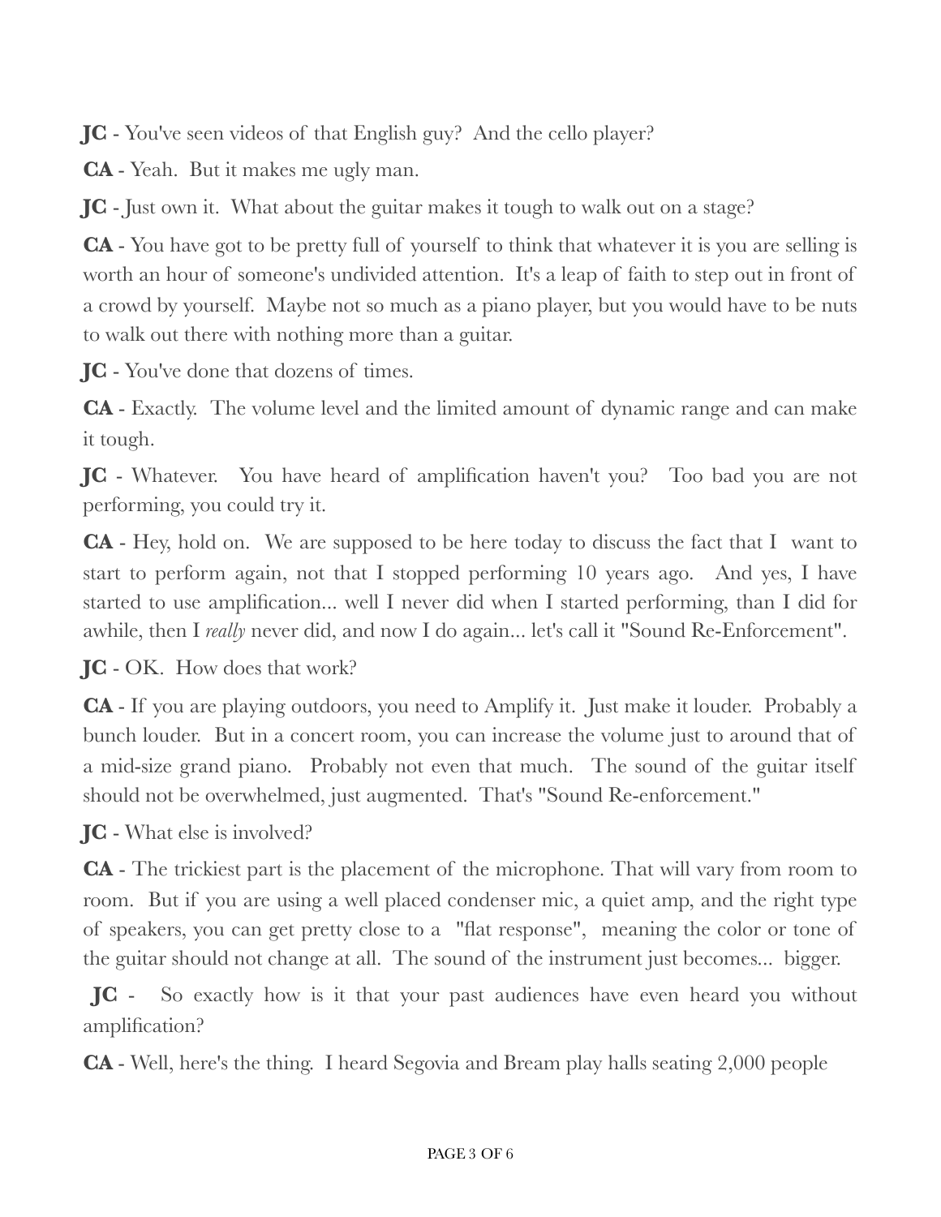**JC** - You've seen videos of that English guy? And the cello player?

**CA** - Yeah. But it makes me ugly man.

**JC** - Just own it. What about the guitar makes it tough to walk out on a stage?

**CA** - You have got to be pretty full of yourself to think that whatever it is you are selling is worth an hour of someone's undivided attention. It's a leap of faith to step out in front of a crowd by yourself. Maybe not so much as a piano player, but you would have to be nuts to walk out there with nothing more than a guitar.

**JC** - You've done that dozens of times.

**CA** - Exactly. The volume level and the limited amount of dynamic range and can make it tough.

**JC** - Whatever. You have heard of amplification haven't you? Too bad you are not performing, you could try it.

**CA** - Hey, hold on. We are supposed to be here today to discuss the fact that I want to start to perform again, not that I stopped performing 10 years ago. And yes, I have started to use amplification... well I never did when I started performing, than I did for awhile, then I *really* never did, and now I do again... let's call it "Sound Re-Enforcement".

**JC** - OK. How does that work?

**CA** - If you are playing outdoors, you need to Amplify it. Just make it louder. Probably a bunch louder. But in a concert room, you can increase the volume just to around that of a mid-size grand piano. Probably not even that much. The sound of the guitar itself should not be overwhelmed, just augmented. That's "Sound Re-enforcement."

**JC** - What else is involved?

**CA** - The trickiest part is the placement of the microphone. That will vary from room to room. But if you are using a well placed condenser mic, a quiet amp, and the right type of speakers, you can get pretty close to a "flat response", meaning the color or tone of the guitar should not change at all. The sound of the instrument just becomes... bigger.

**JC** - So exactly how is it that your past audiences have even heard you without amplification?

**CA** - Well, here's the thing. I heard Segovia and Bream play halls seating 2,000 people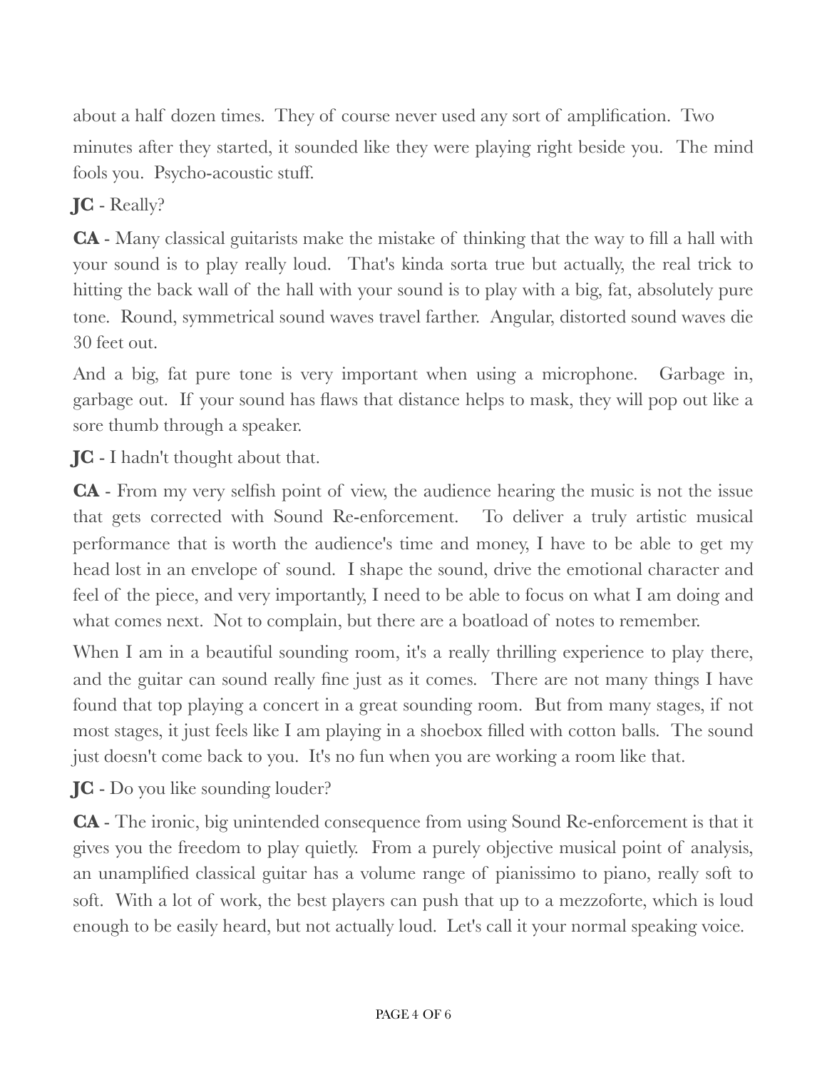about a half dozen times. They of course never used any sort of amplification. Two minutes after they started, it sounded like they were playing right beside you. The mind fools you. Psycho-acoustic stuff.

**JC** - Really?

**CA** - Many classical guitarists make the mistake of thinking that the way to fill a hall with your sound is to play really loud. That's kinda sorta true but actually, the real trick to hitting the back wall of the hall with your sound is to play with a big, fat, absolutely pure tone. Round, symmetrical sound waves travel farther. Angular, distorted sound waves die 30 feet out.

And a big, fat pure tone is very important when using a microphone. Garbage in, garbage out. If your sound has flaws that distance helps to mask, they will pop out like a sore thumb through a speaker.

**JC** - I hadn't thought about that.

**CA** - From my very selfish point of view, the audience hearing the music is not the issue that gets corrected with Sound Re-enforcement. To deliver a truly artistic musical performance that is worth the audience's time and money, I have to be able to get my head lost in an envelope of sound. I shape the sound, drive the emotional character and feel of the piece, and very importantly, I need to be able to focus on what I am doing and what comes next. Not to complain, but there are a boatload of notes to remember.

When I am in a beautiful sounding room, it's a really thrilling experience to play there, and the guitar can sound really fine just as it comes. There are not many things I have found that top playing a concert in a great sounding room. But from many stages, if not most stages, it just feels like I am playing in a shoebox filled with cotton balls. The sound just doesn't come back to you. It's no fun when you are working a room like that.

**JC** - Do you like sounding louder?

**CA** - The ironic, big unintended consequence from using Sound Re-enforcement is that it gives you the freedom to play quietly. From a purely objective musical point of analysis, an unamplified classical guitar has a volume range of pianissimo to piano, really soft to soft. With a lot of work, the best players can push that up to a mezzoforte, which is loud enough to be easily heard, but not actually loud. Let's call it your normal speaking voice.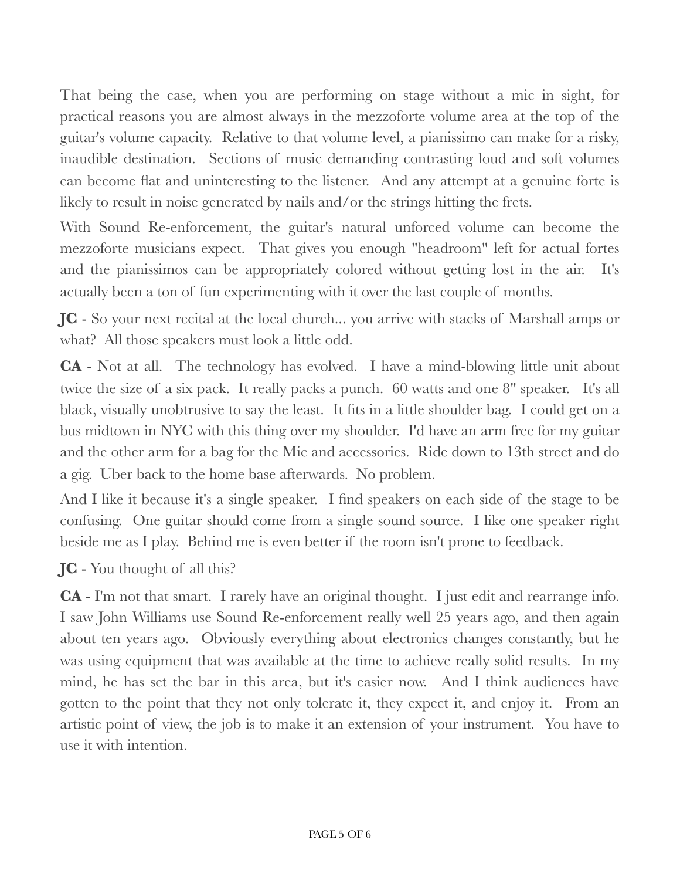That being the case, when you are performing on stage without a mic in sight, for practical reasons you are almost always in the mezzoforte volume area at the top of the guitar's volume capacity. Relative to that volume level, a pianissimo can make for a risky, inaudible destination. Sections of music demanding contrasting loud and soft volumes can become flat and uninteresting to the listener. And any attempt at a genuine forte is likely to result in noise generated by nails and/or the strings hitting the frets.

With Sound Re-enforcement, the guitar's natural unforced volume can become the mezzoforte musicians expect. That gives you enough "headroom" left for actual fortes and the pianissimos can be appropriately colored without getting lost in the air. It's actually been a ton of fun experimenting with it over the last couple of months.

**JC** - So your next recital at the local church... you arrive with stacks of Marshall amps or what? All those speakers must look a little odd.

**CA** - Not at all. The technology has evolved. I have a mind-blowing little unit about twice the size of a six pack. It really packs a punch. 60 watts and one 8" speaker. It's all black, visually unobtrusive to say the least. It fits in a little shoulder bag. I could get on a bus midtown in NYC with this thing over my shoulder. I'd have an arm free for my guitar and the other arm for a bag for the Mic and accessories. Ride down to 13th street and do a gig. Uber back to the home base afterwards. No problem.

And I like it because it's a single speaker. I find speakers on each side of the stage to be confusing. One guitar should come from a single sound source. I like one speaker right beside me as I play. Behind me is even better if the room isn't prone to feedback.

**JC** - You thought of all this?

**CA** - I'm not that smart. I rarely have an original thought. I just edit and rearrange info. I saw John Williams use Sound Re-enforcement really well 25 years ago, and then again about ten years ago. Obviously everything about electronics changes constantly, but he was using equipment that was available at the time to achieve really solid results. In my mind, he has set the bar in this area, but it's easier now. And I think audiences have gotten to the point that they not only tolerate it, they expect it, and enjoy it. From an artistic point of view, the job is to make it an extension of your instrument. You have to use it with intention.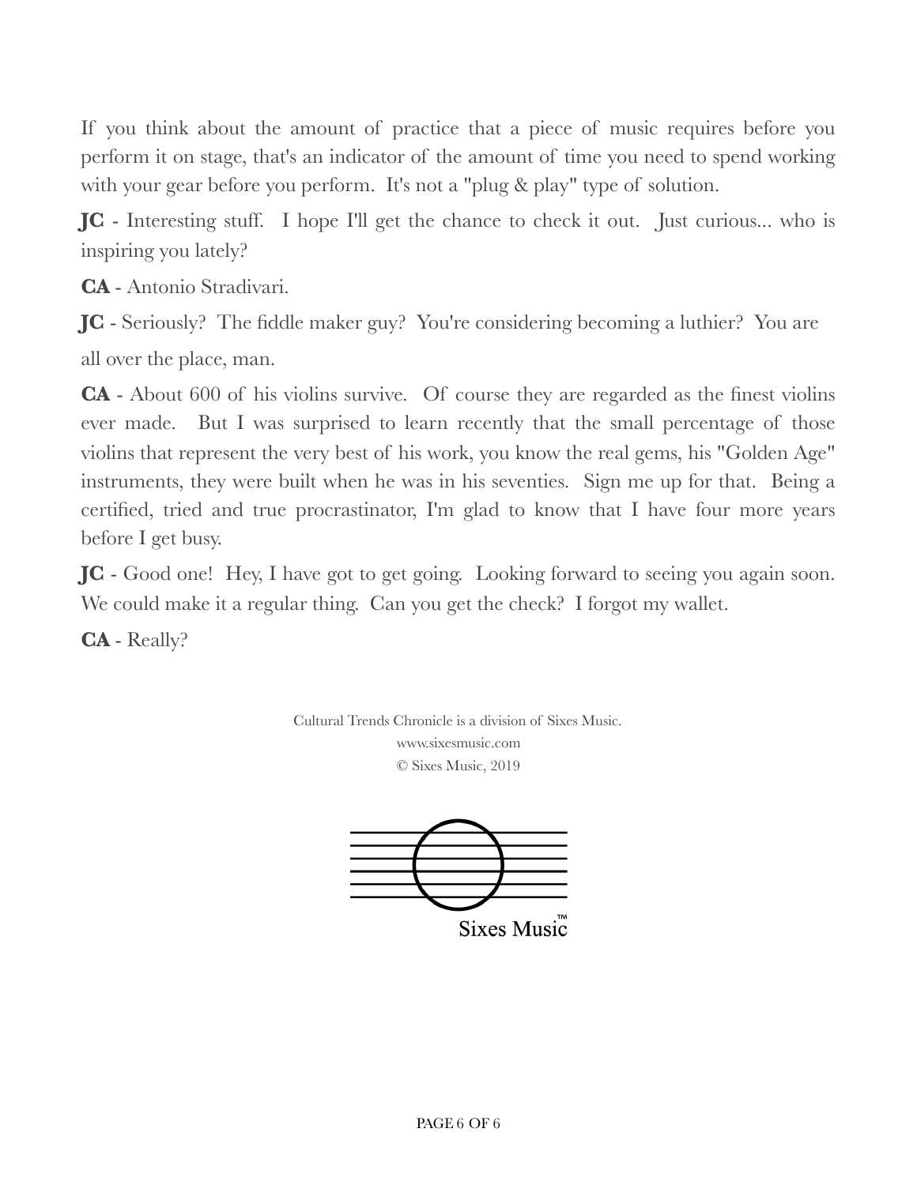If you think about the amount of practice that a piece of music requires before you perform it on stage, that's an indicator of the amount of time you need to spend working with your gear before you perform. It's not a "plug & play" type of solution.

**JC** - Interesting stuff. I hope I'll get the chance to check it out. Just curious... who is inspiring you lately?

**CA** - Antonio Stradivari.

**JC** - Seriously? The fiddle maker guy? You're considering becoming a luthier? You are all over the place, man.

**CA** - About 600 of his violins survive. Of course they are regarded as the finest violins ever made. But I was surprised to learn recently that the small percentage of those violins that represent the very best of his work, you know the real gems, his "Golden Age" instruments, they were built when he was in his seventies. Sign me up for that. Being a certified, tried and true procrastinator, I'm glad to know that I have four more years before I get busy.

**JC** - Good one! Hey, I have got to get going. Looking forward to seeing you again soon. We could make it a regular thing. Can you get the check? I forgot my wallet.

**CA** - Really?

Cultural Trends Chronicle is a division of Sixes Music.
www.sixesmusic.com
© Sixes Music, 2019

Sixes Music™